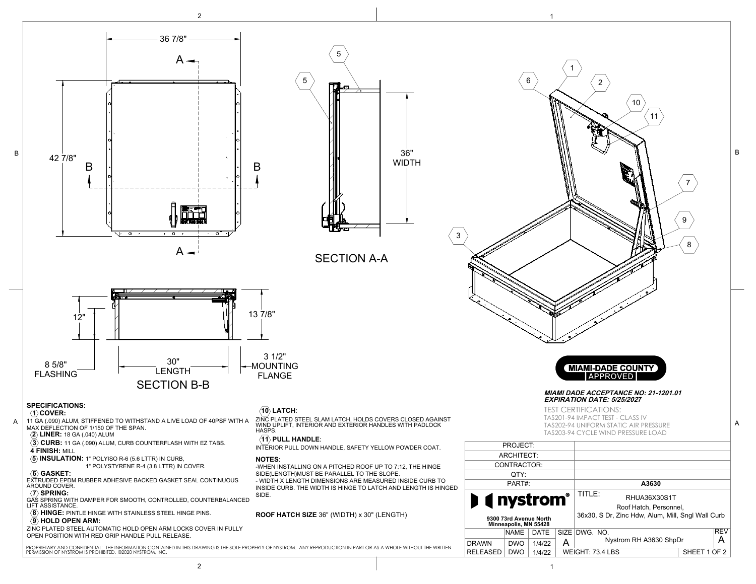36 7/8"

42 7/8"

SECTION A-A

36" WIDTH

12"

13 7/8"

8 5/8" FLASHING

30" LENGTH

3 1/2" MOUNTING FLANGE

SECTION B-B

## SPECIFICATIONS:

**1 COVER:**
11 GA (.090) ALUM, STIFFENED TO WITHSTAND A LIVE LOAD OF 40PSF WITH A MAX DEFLECTION OF 1/150 OF THE SPAN.

**2 LINER:** 18 GA (.040) ALUM

**3 CURB:** 11 GA (.090) ALUM, CURB COUNTERFLASH WITH EZ TABS.

**4 FINISH:** MILL

**5 INSULATION:** 1" POLYISO R-6 (5.6 LTTR) IN CURB,
1" POLYSTYRENE R-4 (3.8 LTTR) IN COVER.

**6 GASKET:**
EXTRUDED EPDM RUBBER ADHESIVE BACKED GASKET SEAL CONTINUOUS AROUND COVER.

**7 SPRING:**
GAS SPRING WITH DAMPER FOR SMOOTH, CONTROLLED, COUNTERBALANCED LIFT ASSISTANCE.

**8 HINGE:** PINTLE HINGE WITH STAINLESS STEEL HINGE PINS.

**9 HOLD OPEN ARM:**
ZINC PLATED STEEL AUTOMATIC HOLD OPEN ARM LOCKS COVER IN FULLY OPEN POSITION WITH RED GRIP HANDLE PULL RELEASE.

**10 LATCH:**
ZINC PLATED STEEL SLAM LATCH, HOLDS COVERS CLOSED AGAINST WIND UPLIFT, INTERIOR AND EXTERIOR HANDLES WITH PADLOCK HASPS.

**11 PULL HANDLE:**
INTERIOR PULL DOWN HANDLE, SAFETY YELLOW POWDER COAT.

**NOTES:**
-WHEN INSTALLING ON A PITCHED ROOF UP TO 7:12, THE HINGE SIDE(LENGTH)MUST BE PARALLEL TO THE SLOPE.
- WIDTH X LENGTH DIMENSIONS ARE MEASURED INSIDE CURB TO INSIDE CURB. THE WIDTH IS HINGE TO LATCH AND LENGTH IS HINGED SIDE.

**ROOF HATCH SIZE** 36" (WIDTH) x 30" (LENGTH)

PROPRIETARY AND CONFIDENTIAL: THE INFORMATION CONTAINED IN THIS DRAWING IS THE SOLE PROPERTY OF NYSTROM. ANY REPRODUCTION IN PART OR AS A WHOLE WITHOUT THE WRITTEN PERMISSION OF NYSTROM IS PROHIBITED. ©2020 NYSTROM, INC.

MIAMI-DADE COUNTY APPROVED

***MIAMI DADE ACCEPTANCE NO: 21-1201.01***
***EXPIRATION DATE: 5/25/2027***

TEST CERTIFICATIONS:
TAS201-94 IMPACT TEST - CLASS IV
TAS202-94 UNIFORM STATIC AIR PRESSURE
TAS203-94 CYCLE WIND PRESSURE LOAD

| | |
|---|---|
| PROJECT: | |
| ARCHITECT: | |
| CONTRACTOR: | |
| QTY: | |
| PART#: | A3630 |

nystrom®
9300 73rd Avenue North
Minneapolis, MN 55428

TITLE: RHUA36X30S1T
Roof Hatch, Personnel,
36x30, S Dr, Zinc Hdw, Alum, Mill, Sngl Wall Curb

| | NAME | DATE | SIZE | DWG. NO. | REV |
|---|---|---|---|---|---|
| DRAWN | DWO | 1/4/22 | A | Nystrom RH A3630 ShpDr | A |
| RELEASED | DWO | 1/4/22 | WEIGHT: 73.4 LBS | SHEET 1 OF 2 | |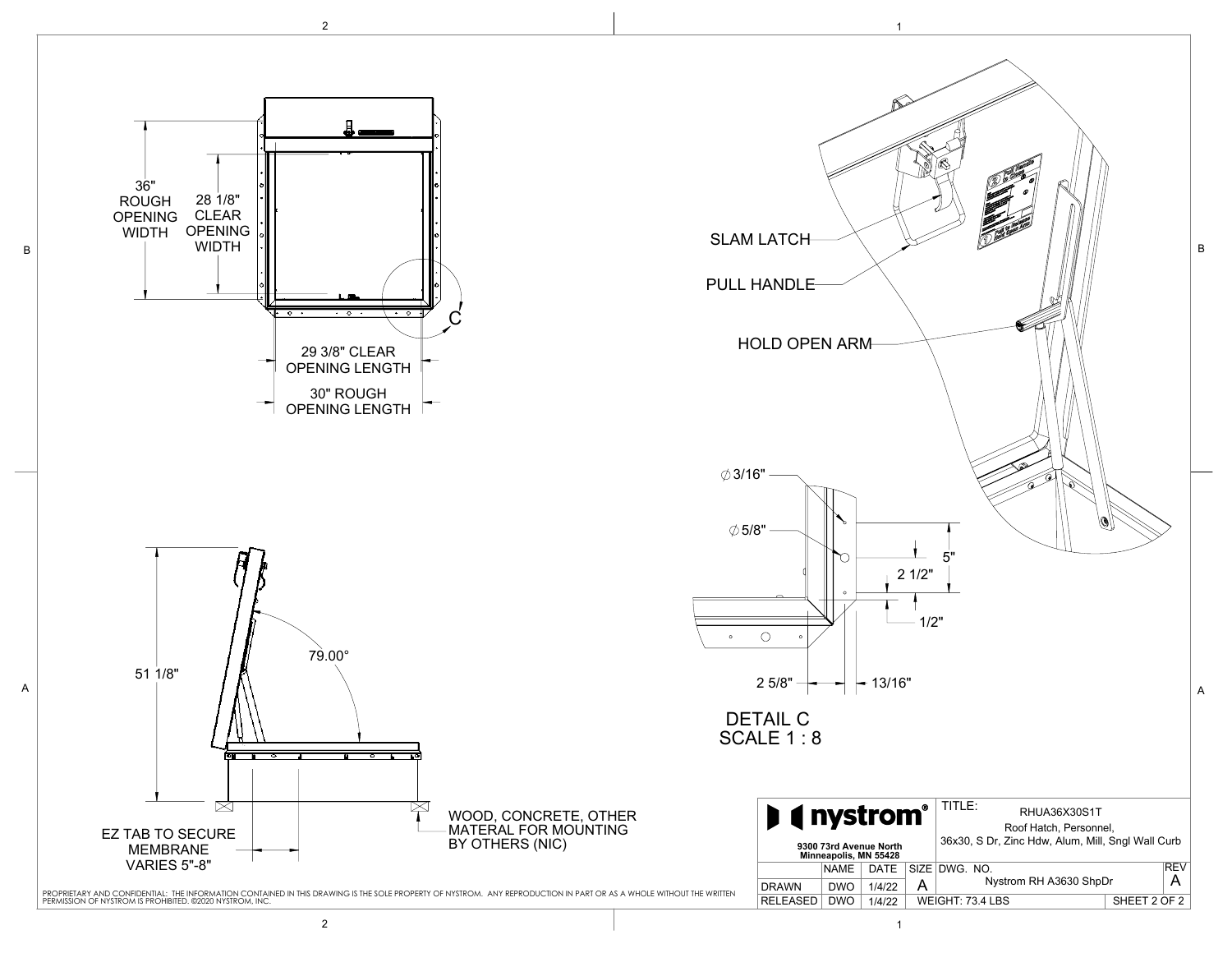36" ROUGH OPENING WIDTH

28 1/8" CLEAR OPENING WIDTH

29 3/8" CLEAR OPENING LENGTH

30" ROUGH OPENING LENGTH

C

SLAM LATCH

PULL HANDLE

HOLD OPEN ARM

⌀3/16"

⌀5/8"

5"

2 1/2"

1/2"

2 5/8"

13/16"

DETAIL C
SCALE 1 : 8

51 1/8"

79.00°

EZ TAB TO SECURE MEMBRANE VARIES 5"-8"

WOOD, CONCRETE, OTHER MATERAL FOR MOUNTING BY OTHERS (NIC)

PROPRIETARY AND CONFIDENTIAL: THE INFORMATION CONTAINED IN THIS DRAWING IS THE SOLE PROPERTY OF NYSTROM. ANY REPRODUCTION IN PART OR AS A WHOLE WITHOUT THE WRITTEN PERMISSION OF NYSTROM IS PROHIBITED. ©2020 NYSTROM, INC.

**nystrom®**
9300 73rd Avenue North
Minneapolis, MN 55428

| | NAME | DATE | SIZE | DWG. NO. | REV |
|---|---|---|---|---|---|
| DRAWN | DWO | 1/4/22 | A | Nystrom RH A3630 ShpDr | A |
| RELEASED | DWO | 1/4/22 | WEIGHT: 73.4 LBS | SHEET 2 OF 2 | |

TITLE: RHUA36X30S1T
Roof Hatch, Personnel,
36x30, S Dr, Zinc Hdw, Alum, Mill, Sngl Wall Curb